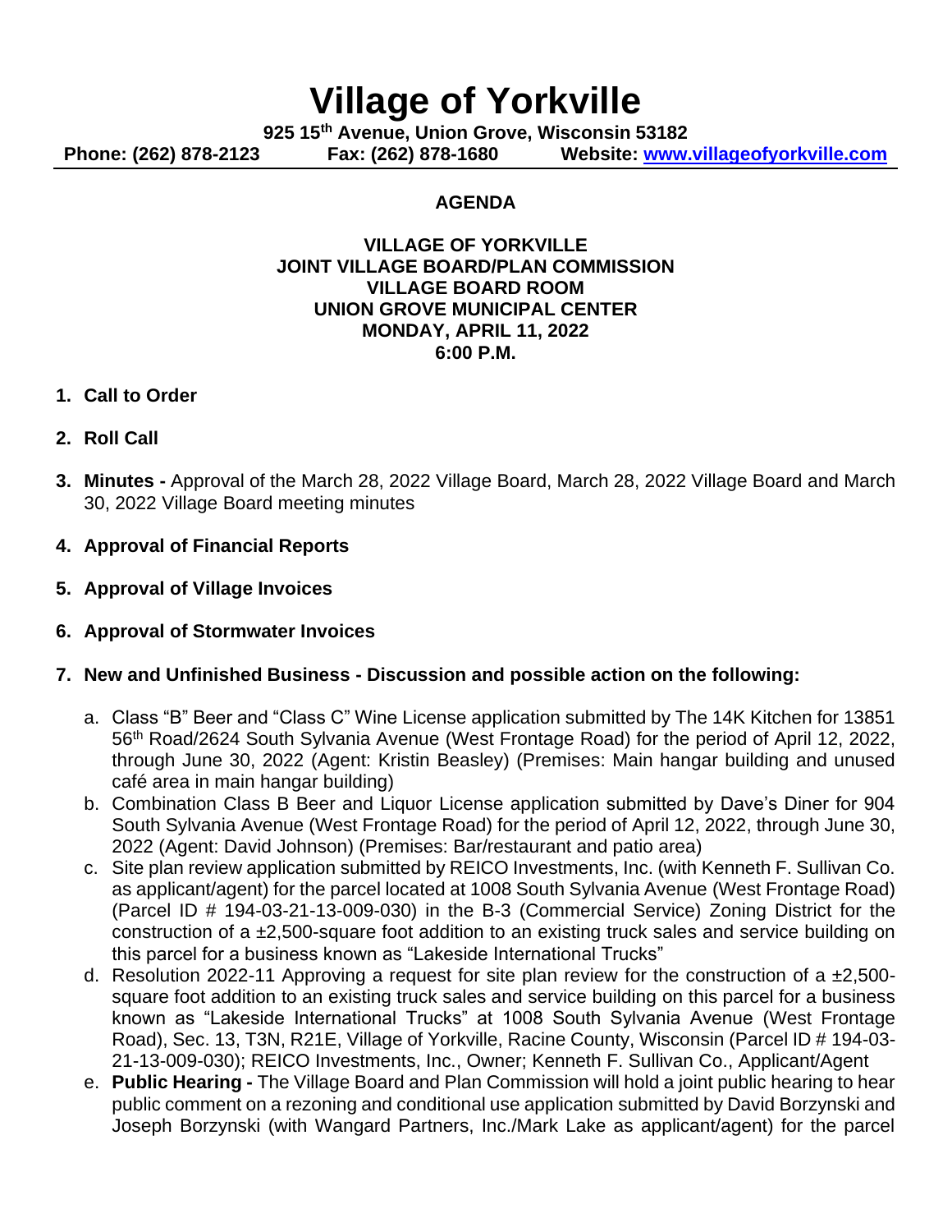# Village of Yorkville

**925 15th Avenue, Union Grove, Wisconsin 53182**

**Phone: (262) 878-2123 Fax: (262) 878-1680 Website: [www.villageofyorkville.com](http://www.villageofyorkville.com)**

## AGENDA

**VILLAGE OF YORKVILLE**
**JOINT VILLAGE BOARD/PLAN COMMISSION**
**VILLAGE BOARD ROOM**
**UNION GROVE MUNICIPAL CENTER**
**MONDAY, APRIL 11, 2022**
**6:00 P.M.**

1. **Call to Order**
2. **Roll Call**
3. **Minutes -** Approval of the March 28, 2022 Village Board, March 28, 2022 Village Board and March 30, 2022 Village Board meeting minutes
4. **Approval of Financial Reports**
5. **Approval of Village Invoices**
6. **Approval of Stormwater Invoices**
7. **New and Unfinished Business - Discussion and possible action on the following:**
   a. Class "B" Beer and "Class C" Wine License application submitted by The 14K Kitchen for 13851 56th Road/2624 South Sylvania Avenue (West Frontage Road) for the period of April 12, 2022, through June 30, 2022 (Agent: Kristin Beasley) (Premises: Main hangar building and unused café area in main hangar building)
   b. Combination Class B Beer and Liquor License application submitted by Dave's Diner for 904 South Sylvania Avenue (West Frontage Road) for the period of April 12, 2022, through June 30, 2022 (Agent: David Johnson) (Premises: Bar/restaurant and patio area)
   c. Site plan review application submitted by REICO Investments, Inc. (with Kenneth F. Sullivan Co. as applicant/agent) for the parcel located at 1008 South Sylvania Avenue (West Frontage Road) (Parcel ID # 194-03-21-13-009-030) in the B-3 (Commercial Service) Zoning District for the construction of a ±2,500-square foot addition to an existing truck sales and service building on this parcel for a business known as "Lakeside International Trucks"
   d. Resolution 2022-11 Approving a request for site plan review for the construction of a ±2,500-square foot addition to an existing truck sales and service building on this parcel for a business known as "Lakeside International Trucks" at 1008 South Sylvania Avenue (West Frontage Road), Sec. 13, T3N, R21E, Village of Yorkville, Racine County, Wisconsin (Parcel ID # 194-03-21-13-009-030); REICO Investments, Inc., Owner; Kenneth F. Sullivan Co., Applicant/Agent
   e. **Public Hearing -** The Village Board and Plan Commission will hold a joint public hearing to hear public comment on a rezoning and conditional use application submitted by David Borzynski and Joseph Borzynski (with Wangard Partners, Inc./Mark Lake as applicant/agent) for the parcel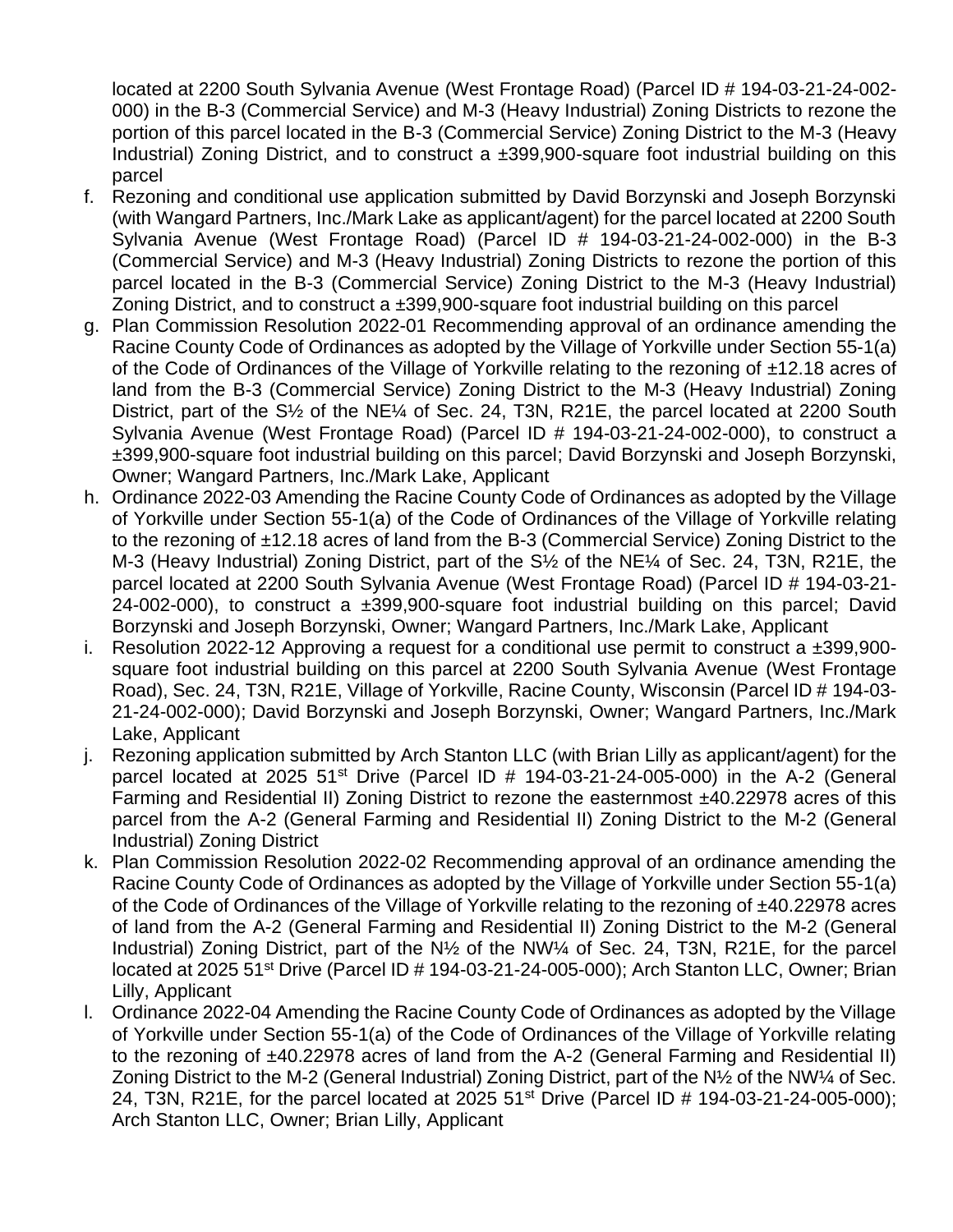located at 2200 South Sylvania Avenue (West Frontage Road) (Parcel ID # 194-03-21-24-002-000) in the B-3 (Commercial Service) and M-3 (Heavy Industrial) Zoning Districts to rezone the portion of this parcel located in the B-3 (Commercial Service) Zoning District to the M-3 (Heavy Industrial) Zoning District, and to construct a ±399,900-square foot industrial building on this parcel

f. Rezoning and conditional use application submitted by David Borzynski and Joseph Borzynski (with Wangard Partners, Inc./Mark Lake as applicant/agent) for the parcel located at 2200 South Sylvania Avenue (West Frontage Road) (Parcel ID # 194-03-21-24-002-000) in the B-3 (Commercial Service) and M-3 (Heavy Industrial) Zoning Districts to rezone the portion of this parcel located in the B-3 (Commercial Service) Zoning District to the M-3 (Heavy Industrial) Zoning District, and to construct a ±399,900-square foot industrial building on this parcel
g. Plan Commission Resolution 2022-01 Recommending approval of an ordinance amending the Racine County Code of Ordinances as adopted by the Village of Yorkville under Section 55-1(a) of the Code of Ordinances of the Village of Yorkville relating to the rezoning of ±12.18 acres of land from the B-3 (Commercial Service) Zoning District to the M-3 (Heavy Industrial) Zoning District, part of the S½ of the NE¼ of Sec. 24, T3N, R21E, the parcel located at 2200 South Sylvania Avenue (West Frontage Road) (Parcel ID # 194-03-21-24-002-000), to construct a ±399,900-square foot industrial building on this parcel; David Borzynski and Joseph Borzynski, Owner; Wangard Partners, Inc./Mark Lake, Applicant
h. Ordinance 2022-03 Amending the Racine County Code of Ordinances as adopted by the Village of Yorkville under Section 55-1(a) of the Code of Ordinances of the Village of Yorkville relating to the rezoning of ±12.18 acres of land from the B-3 (Commercial Service) Zoning District to the M-3 (Heavy Industrial) Zoning District, part of the S½ of the NE¼ of Sec. 24, T3N, R21E, the parcel located at 2200 South Sylvania Avenue (West Frontage Road) (Parcel ID # 194-03-21-24-002-000), to construct a ±399,900-square foot industrial building on this parcel; David Borzynski and Joseph Borzynski, Owner; Wangard Partners, Inc./Mark Lake, Applicant
i. Resolution 2022-12 Approving a request for a conditional use permit to construct a ±399,900-square foot industrial building on this parcel at 2200 South Sylvania Avenue (West Frontage Road), Sec. 24, T3N, R21E, Village of Yorkville, Racine County, Wisconsin (Parcel ID # 194-03-21-24-002-000); David Borzynski and Joseph Borzynski, Owner; Wangard Partners, Inc./Mark Lake, Applicant
j. Rezoning application submitted by Arch Stanton LLC (with Brian Lilly as applicant/agent) for the parcel located at 2025 51st Drive (Parcel ID # 194-03-21-24-005-000) in the A-2 (General Farming and Residential II) Zoning District to rezone the easternmost ±40.22978 acres of this parcel from the A-2 (General Farming and Residential II) Zoning District to the M-2 (General Industrial) Zoning District
k. Plan Commission Resolution 2022-02 Recommending approval of an ordinance amending the Racine County Code of Ordinances as adopted by the Village of Yorkville under Section 55-1(a) of the Code of Ordinances of the Village of Yorkville relating to the rezoning of ±40.22978 acres of land from the A-2 (General Farming and Residential II) Zoning District to the M-2 (General Industrial) Zoning District, part of the N½ of the NW¼ of Sec. 24, T3N, R21E, for the parcel located at 2025 51st Drive (Parcel ID # 194-03-21-24-005-000); Arch Stanton LLC, Owner; Brian Lilly, Applicant
l. Ordinance 2022-04 Amending the Racine County Code of Ordinances as adopted by the Village of Yorkville under Section 55-1(a) of the Code of Ordinances of the Village of Yorkville relating to the rezoning of ±40.22978 acres of land from the A-2 (General Farming and Residential II) Zoning District to the M-2 (General Industrial) Zoning District, part of the N½ of the NW¼ of Sec. 24, T3N, R21E, for the parcel located at 2025 51st Drive (Parcel ID # 194-03-21-24-005-000); Arch Stanton LLC, Owner; Brian Lilly, Applicant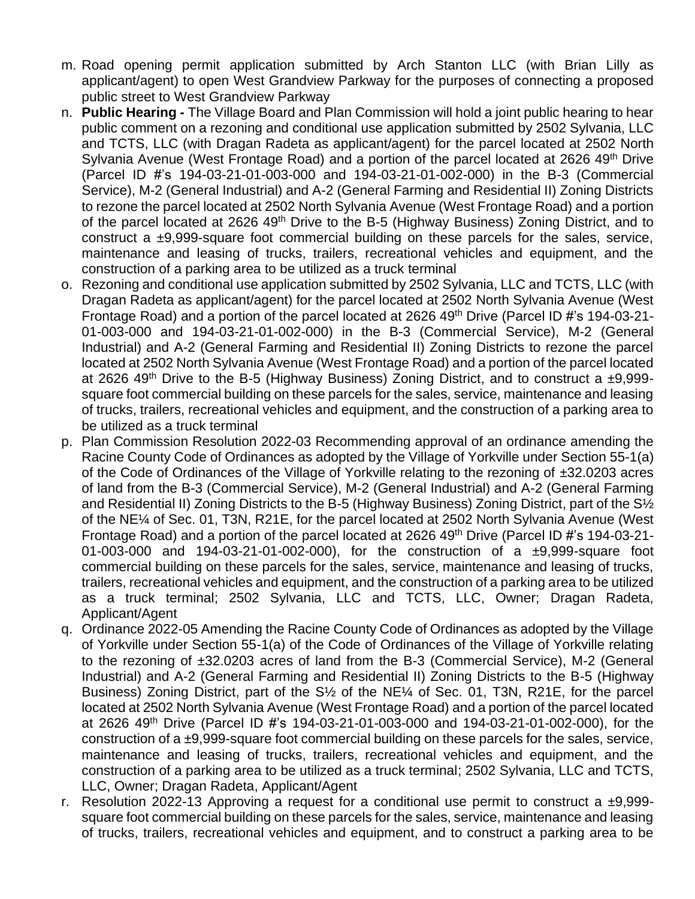m. Road opening permit application submitted by Arch Stanton LLC (with Brian Lilly as applicant/agent) to open West Grandview Parkway for the purposes of connecting a proposed public street to West Grandview Parkway
n. **Public Hearing -** The Village Board and Plan Commission will hold a joint public hearing to hear public comment on a rezoning and conditional use application submitted by 2502 Sylvania, LLC and TCTS, LLC (with Dragan Radeta as applicant/agent) for the parcel located at 2502 North Sylvania Avenue (West Frontage Road) and a portion of the parcel located at 2626 49th Drive (Parcel ID #'s 194-03-21-01-003-000 and 194-03-21-01-002-000) in the B-3 (Commercial Service), M-2 (General Industrial) and A-2 (General Farming and Residential II) Zoning Districts to rezone the parcel located at 2502 North Sylvania Avenue (West Frontage Road) and a portion of the parcel located at 2626 49th Drive to the B-5 (Highway Business) Zoning District, and to construct a ±9,999-square foot commercial building on these parcels for the sales, service, maintenance and leasing of trucks, trailers, recreational vehicles and equipment, and the construction of a parking area to be utilized as a truck terminal
o. Rezoning and conditional use application submitted by 2502 Sylvania, LLC and TCTS, LLC (with Dragan Radeta as applicant/agent) for the parcel located at 2502 North Sylvania Avenue (West Frontage Road) and a portion of the parcel located at 2626 49th Drive (Parcel ID #'s 194-03-21-01-003-000 and 194-03-21-01-002-000) in the B-3 (Commercial Service), M-2 (General Industrial) and A-2 (General Farming and Residential II) Zoning Districts to rezone the parcel located at 2502 North Sylvania Avenue (West Frontage Road) and a portion of the parcel located at 2626 49th Drive to the B-5 (Highway Business) Zoning District, and to construct a ±9,999-square foot commercial building on these parcels for the sales, service, maintenance and leasing of trucks, trailers, recreational vehicles and equipment, and the construction of a parking area to be utilized as a truck terminal
p. Plan Commission Resolution 2022-03 Recommending approval of an ordinance amending the Racine County Code of Ordinances as adopted by the Village of Yorkville under Section 55-1(a) of the Code of Ordinances of the Village of Yorkville relating to the rezoning of ±32.0203 acres of land from the B-3 (Commercial Service), M-2 (General Industrial) and A-2 (General Farming and Residential II) Zoning Districts to the B-5 (Highway Business) Zoning District, part of the S½ of the NE¼ of Sec. 01, T3N, R21E, for the parcel located at 2502 North Sylvania Avenue (West Frontage Road) and a portion of the parcel located at 2626 49th Drive (Parcel ID #'s 194-03-21-01-003-000 and 194-03-21-01-002-000), for the construction of a ±9,999-square foot commercial building on these parcels for the sales, service, maintenance and leasing of trucks, trailers, recreational vehicles and equipment, and the construction of a parking area to be utilized as a truck terminal; 2502 Sylvania, LLC and TCTS, LLC, Owner; Dragan Radeta, Applicant/Agent
q. Ordinance 2022-05 Amending the Racine County Code of Ordinances as adopted by the Village of Yorkville under Section 55-1(a) of the Code of Ordinances of the Village of Yorkville relating to the rezoning of ±32.0203 acres of land from the B-3 (Commercial Service), M-2 (General Industrial) and A-2 (General Farming and Residential II) Zoning Districts to the B-5 (Highway Business) Zoning District, part of the S½ of the NE¼ of Sec. 01, T3N, R21E, for the parcel located at 2502 North Sylvania Avenue (West Frontage Road) and a portion of the parcel located at 2626 49th Drive (Parcel ID #'s 194-03-21-01-003-000 and 194-03-21-01-002-000), for the construction of a ±9,999-square foot commercial building on these parcels for the sales, service, maintenance and leasing of trucks, trailers, recreational vehicles and equipment, and the construction of a parking area to be utilized as a truck terminal; 2502 Sylvania, LLC and TCTS, LLC, Owner; Dragan Radeta, Applicant/Agent
r. Resolution 2022-13 Approving a request for a conditional use permit to construct a ±9,999-square foot commercial building on these parcels for the sales, service, maintenance and leasing of trucks, trailers, recreational vehicles and equipment, and to construct a parking area to be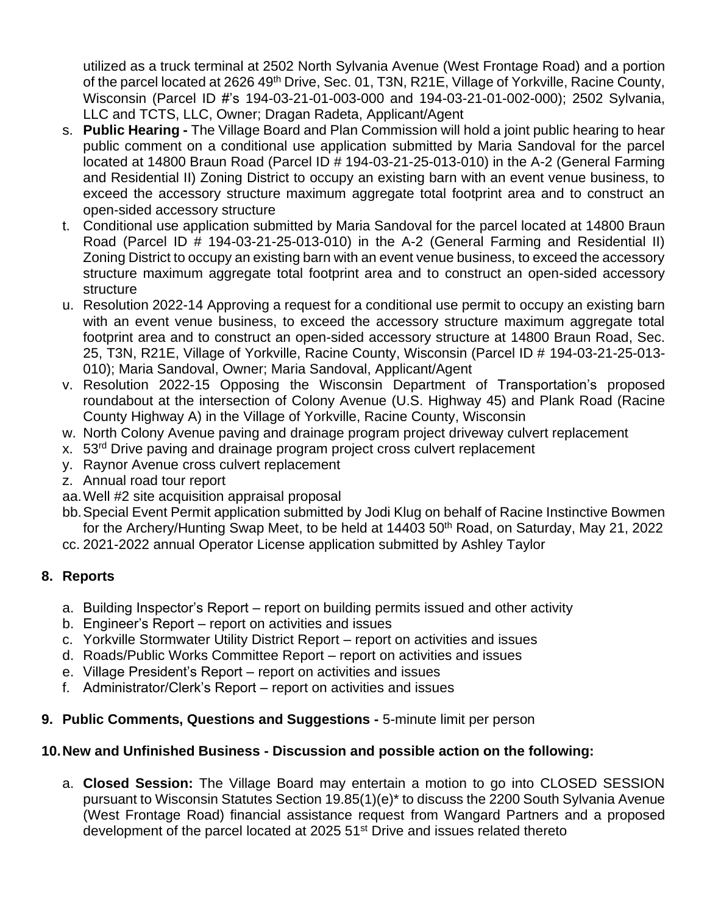utilized as a truck terminal at 2502 North Sylvania Avenue (West Frontage Road) and a portion of the parcel located at 2626 49th Drive, Sec. 01, T3N, R21E, Village of Yorkville, Racine County, Wisconsin (Parcel ID #'s 194-03-21-01-003-000 and 194-03-21-01-002-000); 2502 Sylvania, LLC and TCTS, LLC, Owner; Dragan Radeta, Applicant/Agent

s. **Public Hearing -** The Village Board and Plan Commission will hold a joint public hearing to hear public comment on a conditional use application submitted by Maria Sandoval for the parcel located at 14800 Braun Road (Parcel ID # 194-03-21-25-013-010) in the A-2 (General Farming and Residential II) Zoning District to occupy an existing barn with an event venue business, to exceed the accessory structure maximum aggregate total footprint area and to construct an open-sided accessory structure
t. Conditional use application submitted by Maria Sandoval for the parcel located at 14800 Braun Road (Parcel ID # 194-03-21-25-013-010) in the A-2 (General Farming and Residential II) Zoning District to occupy an existing barn with an event venue business, to exceed the accessory structure maximum aggregate total footprint area and to construct an open-sided accessory structure
u. Resolution 2022-14 Approving a request for a conditional use permit to occupy an existing barn with an event venue business, to exceed the accessory structure maximum aggregate total footprint area and to construct an open-sided accessory structure at 14800 Braun Road, Sec. 25, T3N, R21E, Village of Yorkville, Racine County, Wisconsin (Parcel ID # 194-03-21-25-013-010); Maria Sandoval, Owner; Maria Sandoval, Applicant/Agent
v. Resolution 2022-15 Opposing the Wisconsin Department of Transportation's proposed roundabout at the intersection of Colony Avenue (U.S. Highway 45) and Plank Road (Racine County Highway A) in the Village of Yorkville, Racine County, Wisconsin
w. North Colony Avenue paving and drainage program project driveway culvert replacement
x. 53rd Drive paving and drainage program project cross culvert replacement
y. Raynor Avenue cross culvert replacement
z. Annual road tour report
aa. Well #2 site acquisition appraisal proposal
bb. Special Event Permit application submitted by Jodi Klug on behalf of Racine Instinctive Bowmen for the Archery/Hunting Swap Meet, to be held at 14403 50th Road, on Saturday, May 21, 2022
cc. 2021-2022 annual Operator License application submitted by Ashley Taylor

## 8. Reports

a. Building Inspector's Report – report on building permits issued and other activity
b. Engineer's Report – report on activities and issues
c. Yorkville Stormwater Utility District Report – report on activities and issues
d. Roads/Public Works Committee Report – report on activities and issues
e. Village President's Report – report on activities and issues
f. Administrator/Clerk's Report – report on activities and issues

## 9. Public Comments, Questions and Suggestions - 5-minute limit per person

## 10. New and Unfinished Business - Discussion and possible action on the following:

a. **Closed Session:** The Village Board may entertain a motion to go into CLOSED SESSION pursuant to Wisconsin Statutes Section 19.85(1)(e)* to discuss the 2200 South Sylvania Avenue (West Frontage Road) financial assistance request from Wangard Partners and a proposed development of the parcel located at 2025 51st Drive and issues related thereto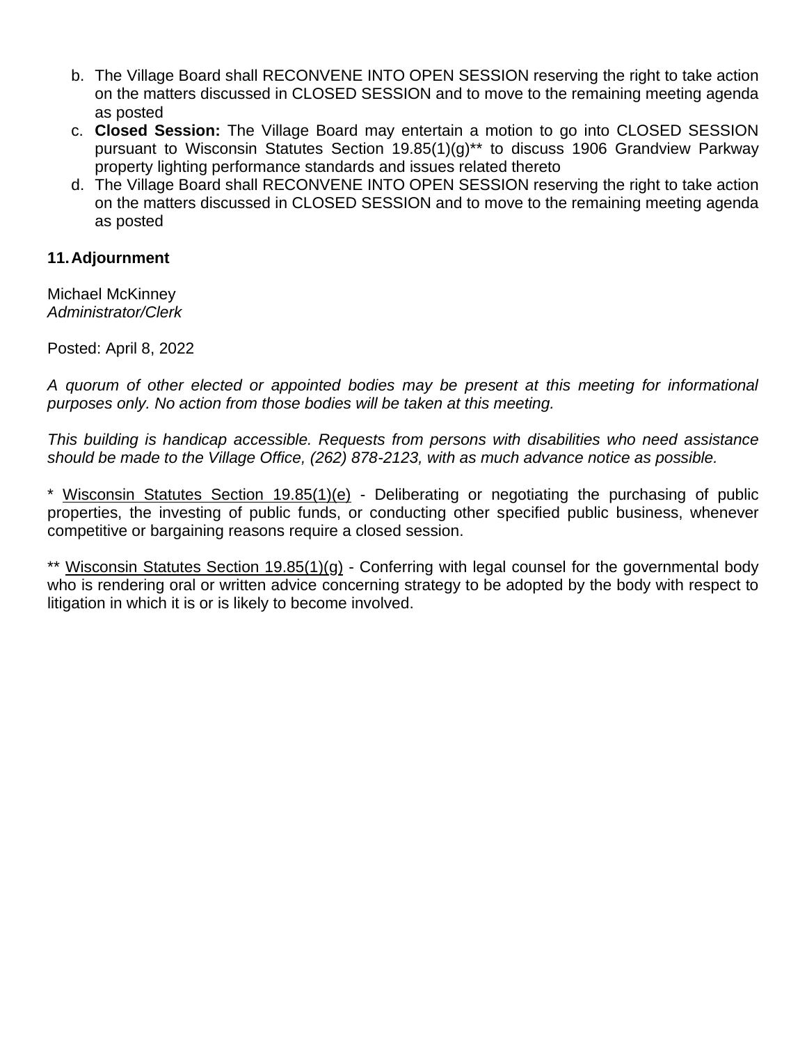b. The Village Board shall RECONVENE INTO OPEN SESSION reserving the right to take action on the matters discussed in CLOSED SESSION and to move to the remaining meeting agenda as posted
c. **Closed Session:** The Village Board may entertain a motion to go into CLOSED SESSION pursuant to Wisconsin Statutes Section 19.85(1)(g)** to discuss 1906 Grandview Parkway property lighting performance standards and issues related thereto
d. The Village Board shall RECONVENE INTO OPEN SESSION reserving the right to take action on the matters discussed in CLOSED SESSION and to move to the remaining meeting agenda as posted

**11. Adjournment**

Michael McKinney
*Administrator/Clerk*

Posted: April 8, 2022

*A quorum of other elected or appointed bodies may be present at this meeting for informational purposes only. No action from those bodies will be taken at this meeting.*

*This building is handicap accessible. Requests from persons with disabilities who need assistance should be made to the Village Office, (262) 878-2123, with as much advance notice as possible.*

* Wisconsin Statutes Section 19.85(1)(e) - Deliberating or negotiating the purchasing of public properties, the investing of public funds, or conducting other specified public business, whenever competitive or bargaining reasons require a closed session.

** Wisconsin Statutes Section 19.85(1)(g) - Conferring with legal counsel for the governmental body who is rendering oral or written advice concerning strategy to be adopted by the body with respect to litigation in which it is or is likely to become involved.